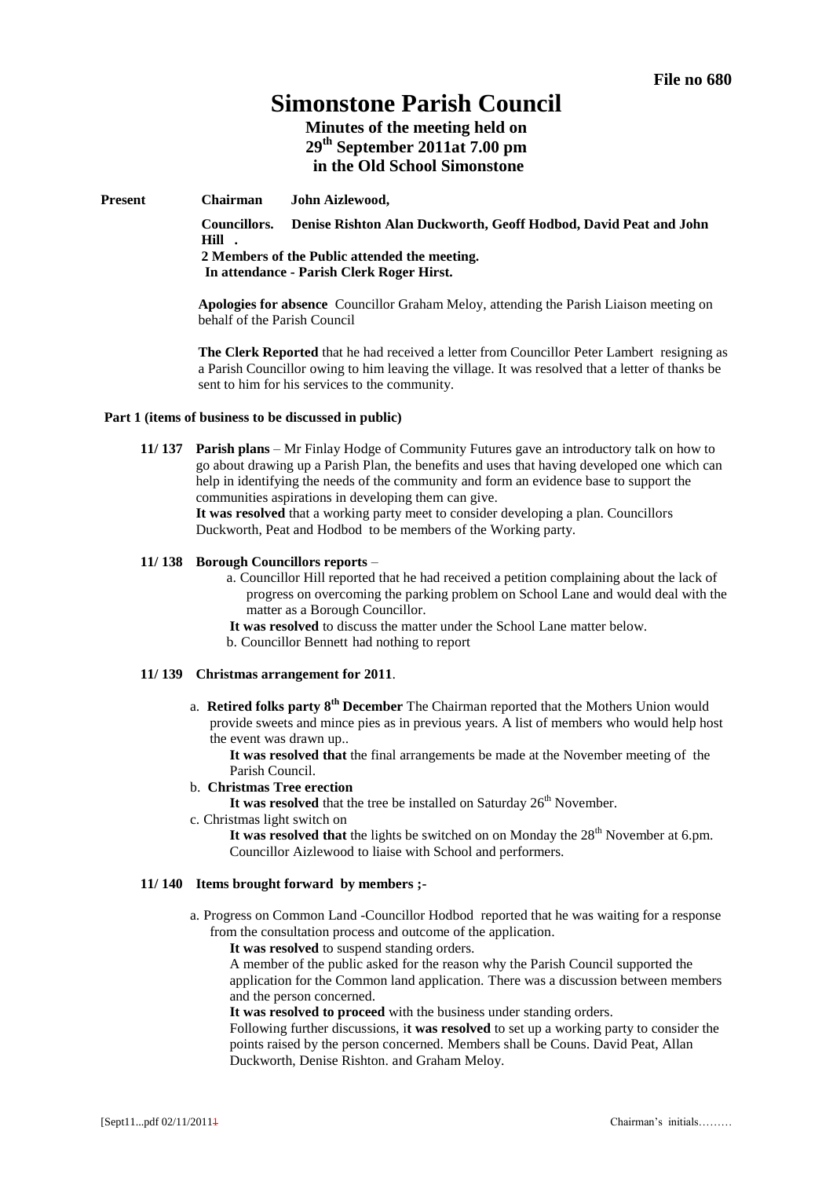**File no 680**

# Simonstone Parish Council

## Minutes of the meeting held on 29th September 2011at 7.00 pm in the Old School Simonstone

**Present** **Chairman** **John Aizlewood,**

**Councillors.** **Denise Rishton Alan Duckworth, Geoff Hodbod, David Peat and John Hill .**

**2 Members of the Public attended the meeting.**

**In attendance - Parish Clerk Roger Hirst.**

**Apologies for absence** Councillor Graham Meloy, attending the Parish Liaison meeting on behalf of the Parish Council

**The Clerk Reported** that he had received a letter from Councillor Peter Lambert resigning as a Parish Councillor owing to him leaving the village. It was resolved that a letter of thanks be sent to him for his services to the community.

### Part 1 (items of business to be discussed in public)

**11/ 137** **Parish plans** – Mr Finlay Hodge of Community Futures gave an introductory talk on how to go about drawing up a Parish Plan, the benefits and uses that having developed one which can help in identifying the needs of the community and form an evidence base to support the communities aspirations in developing them can give.

**It was resolved** that a working party meet to consider developing a plan. Councillors Duckworth, Peat and Hodbod to be members of the Working party.

**11/ 138** **Borough Councillors reports** –

a. Councillor Hill reported that he had received a petition complaining about the lack of progress on overcoming the parking problem on School Lane and would deal with the matter as a Borough Councillor.

**It was resolved** to discuss the matter under the School Lane matter below.

b. Councillor Bennett had nothing to report

**11/ 139** **Christmas arrangement for 2011**.

a. **Retired folks party 8th December** The Chairman reported that the Mothers Union would provide sweets and mince pies as in previous years. A list of members who would help host the event was drawn up..

**It was resolved that** the final arrangements be made at the November meeting of the Parish Council.

b. **Christmas Tree erection**

**It was resolved** that the tree be installed on Saturday 26th November.

c. Christmas light switch on

**It was resolved that** the lights be switched on on Monday the 28th November at 6.pm. Councillor Aizlewood to liaise with School and performers.

**11/ 140** **Items brought forward by members ;-**

a. Progress on Common Land -Councillor Hodbod reported that he was waiting for a response from the consultation process and outcome of the application.

**It was resolved** to suspend standing orders.

A member of the public asked for the reason why the Parish Council supported the application for the Common land application. There was a discussion between members and the person concerned.

**It was resolved to proceed** with the business under standing orders.

Following further discussions, i**t was resolved** to set up a working party to consider the points raised by the person concerned. Members shall be Couns. David Peat, Allan Duckworth, Denise Rishton. and Graham Meloy.

[Sept11...pdf 02/11/2011] Chairman's initials………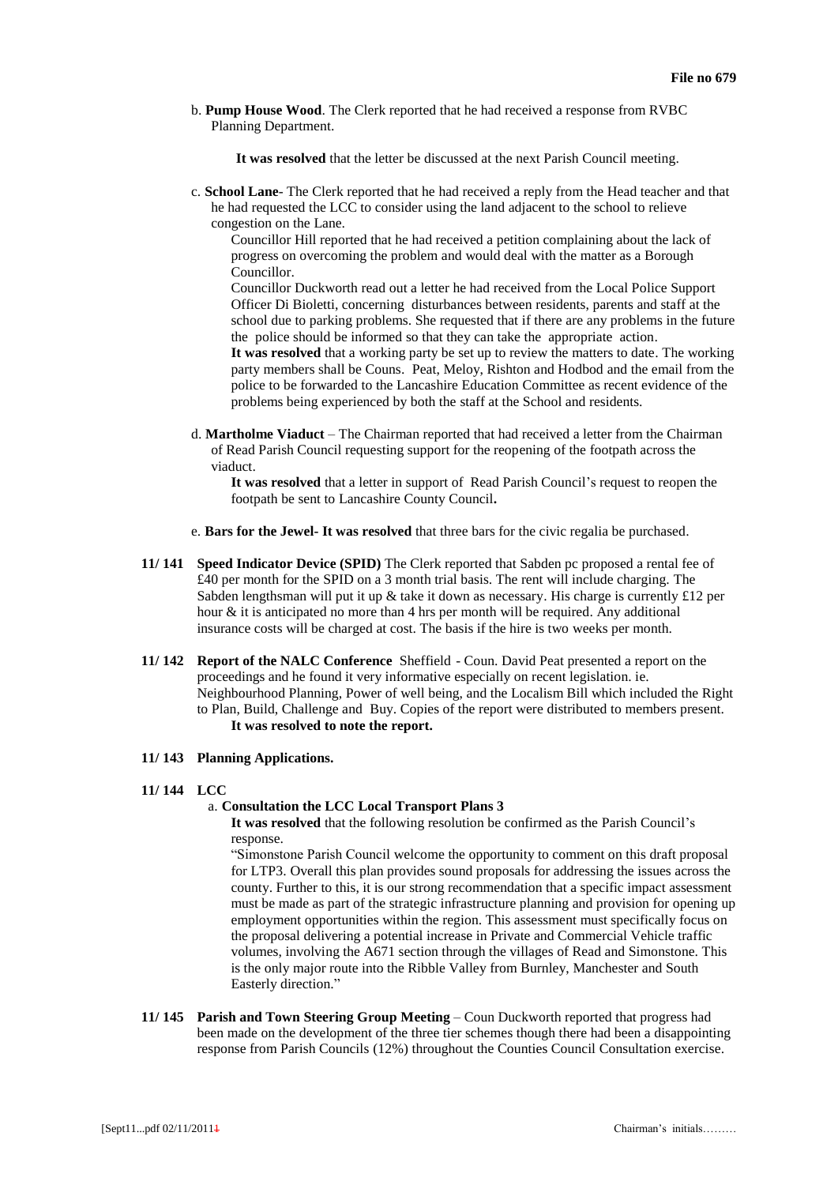b. **Pump House Wood**. The Clerk reported that he had received a response from RVBC Planning Department.

**It was resolved** that the letter be discussed at the next Parish Council meeting.

c. **School Lane**- The Clerk reported that he had received a reply from the Head teacher and that he had requested the LCC to consider using the land adjacent to the school to relieve congestion on the Lane.

Councillor Hill reported that he had received a petition complaining about the lack of progress on overcoming the problem and would deal with the matter as a Borough Councillor.

Councillor Duckworth read out a letter he had received from the Local Police Support Officer Di Bioletti, concerning disturbances between residents, parents and staff at the school due to parking problems. She requested that if there are any problems in the future the police should be informed so that they can take the appropriate action.

**It was resolved** that a working party be set up to review the matters to date. The working party members shall be Couns. Peat, Meloy, Rishton and Hodbod and the email from the police to be forwarded to the Lancashire Education Committee as recent evidence of the problems being experienced by both the staff at the School and residents.

d. **Martholme Viaduct** – The Chairman reported that had received a letter from the Chairman of Read Parish Council requesting support for the reopening of the footpath across the viaduct.

**It was resolved** that a letter in support of Read Parish Council's request to reopen the footpath be sent to Lancashire County Council**.**

e. **Bars for the Jewel- It was resolved** that three bars for the civic regalia be purchased.

**11/ 141 Speed Indicator Device (SPID)** The Clerk reported that Sabden pc proposed a rental fee of £40 per month for the SPID on a 3 month trial basis. The rent will include charging. The Sabden lengthsman will put it up & take it down as necessary. His charge is currently £12 per hour & it is anticipated no more than 4 hrs per month will be required. Any additional insurance costs will be charged at cost. The basis if the hire is two weeks per month.

**11/ 142 Report of the NALC Conference** Sheffield - Coun. David Peat presented a report on the proceedings and he found it very informative especially on recent legislation. ie. Neighbourhood Planning, Power of well being, and the Localism Bill which included the Right to Plan, Build, Challenge and Buy. Copies of the report were distributed to members present.

**It was resolved to note the report.**

**11/ 143 Planning Applications.**

**11/ 144 LCC**

a. **Consultation the LCC Local Transport Plans 3**

**It was resolved** that the following resolution be confirmed as the Parish Council's response.

"Simonstone Parish Council welcome the opportunity to comment on this draft proposal for LTP3. Overall this plan provides sound proposals for addressing the issues across the county. Further to this, it is our strong recommendation that a specific impact assessment must be made as part of the strategic infrastructure planning and provision for opening up employment opportunities within the region. This assessment must specifically focus on the proposal delivering a potential increase in Private and Commercial Vehicle traffic volumes, involving the A671 section through the villages of Read and Simonstone. This is the only major route into the Ribble Valley from Burnley, Manchester and South Easterly direction."

**11/ 145 Parish and Town Steering Group Meeting** – Coun Duckworth reported that progress had been made on the development of the three tier schemes though there had been a disappointing response from Parish Councils (12%) throughout the Counties Council Consultation exercise.

[Sept11...pdf 02/11/2011] Chairman's initials………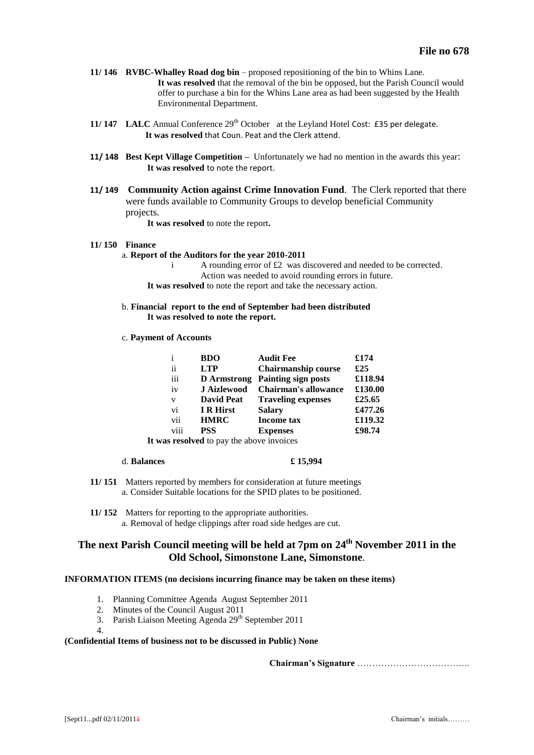**File no 678**

**11/ 146 RVBC-Whalley Road dog bin** – proposed repositioning of the bin to Whins Lane.
**It was resolved** that the removal of the bin be opposed, but the Parish Council would offer to purchase a bin for the Whins Lane area as had been suggested by the Health Environmental Department.

**11/ 147 LALC** Annual Conference 29th October at the Leyland Hotel Cost: £35 per delegate.
**It was resolved** that Coun. Peat and the Clerk attend.

**11/ 148 Best Kept Village Competition** – Unfortunately we had no mention in the awards this year:
**It was resolved** to note the report.

**11/ 149 Community Action against Crime Innovation Fund**. The Clerk reported that there were funds available to Community Groups to develop beneficial Community projects.
**It was resolved** to note the report**.**

**11/ 150 Finance**

a. **Report of the Auditors for the year 2010-2011**

i A rounding error of £2 was discovered and needed to be corrected. Action was needed to avoid rounding errors in future.

**It was resolved** to note the report and take the necessary action.

b. **Financial report to the end of September had been distributed**
**It was resolved to note the report.**

c. **Payment of Accounts**

| | | | |
|---|---|---|---|
| i | **BDO** | **Audit Fee** | **£174** |
| ii | **LTP** | **Chairmanship course** | **£25** |
| iii | **D Armstrong** | **Painting sign posts** | **£118.94** |
| iv | **J Aizlewood** | **Chairman's allowance** | **£130.00** |
| v | **David Peat** | **Traveling expenses** | **£25.65** |
| vi | **I R Hirst** | **Salary** | **£477.26** |
| vii | **HMRC** | **Income tax** | **£119.32** |
| viii | **PSS** | **Expenses** | **£98.74** |

**It was resolved** to pay the above invoices

d. **Balances** **£ 15,994**

**11/ 151** Matters reported by members for consideration at future meetings
a. Consider Suitable locations for the SPID plates to be positioned.

**11/ 152** Matters for reporting to the appropriate authorities.
a. Removal of hedge clippings after road side hedges are cut.

## The next Parish Council meeting will be held at 7pm on 24th November 2011 in the Old School, Simonstone Lane, Simonstone.

**INFORMATION ITEMS (no decisions incurring finance may be taken on these items)**

1. Planning Committee Agenda August September 2011
2. Minutes of the Council August 2011
3. Parish Liaison Meeting Agenda 29th September 2011
4.

**(Confidential Items of business not to be discussed in Public) None**

**Chairman's Signature** ………………………………..

[Sept11...pdf 02/11/20111 Chairman's initials………